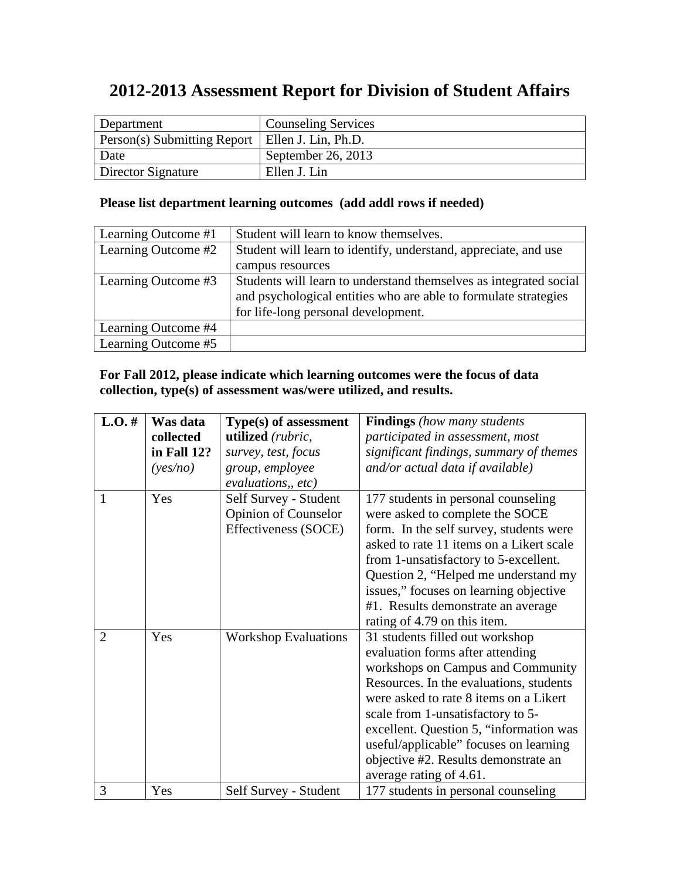# 2012-2013 Assessment Report for Division of Student Affairs

| Department | Counseling Services |
|---|---|
| Person(s) Submitting Report | Ellen J. Lin, Ph.D. |
| Date | September 26, 2013 |
| Director Signature | Ellen J. Lin |

**Please list department learning outcomes (add addl rows if needed)**

| Learning Outcome #1 | Student will learn to know themselves. |
|---|---|
| Learning Outcome #2 | Student will learn to identify, understand, appreciate, and use campus resources |
| Learning Outcome #3 | Students will learn to understand themselves as integrated social and psychological entities who are able to formulate strategies for life-long personal development. |
| Learning Outcome #4 | |
| Learning Outcome #5 | |

**For Fall 2012, please indicate which learning outcomes were the focus of data collection, type(s) of assessment was/were utilized, and results.**

| **L.O. #** | **Was data collected in Fall 12?** *(yes/no)* | **Type(s) of assessment utilized** *(rubric, survey, test, focus group, employee evaluations,, etc)* | **Findings** *(how many students participated in assessment, most significant findings, summary of themes and/or actual data if available)* |
|---|---|---|---|
| 1 | Yes | Self Survey - Student Opinion of Counselor Effectiveness (SOCE) | 177 students in personal counseling were asked to complete the SOCE form. In the self survey, students were asked to rate 11 items on a Likert scale from 1-unsatisfactory to 5-excellent. Question 2, "Helped me understand my issues," focuses on learning objective #1. Results demonstrate an average rating of 4.79 on this item. |
| 2 | Yes | Workshop Evaluations | 31 students filled out workshop evaluation forms after attending workshops on Campus and Community Resources. In the evaluations, students were asked to rate 8 items on a Likert scale from 1-unsatisfactory to 5-excellent. Question 5, "information was useful/applicable" focuses on learning objective #2. Results demonstrate an average rating of 4.61. |
| 3 | Yes | Self Survey - Student | 177 students in personal counseling |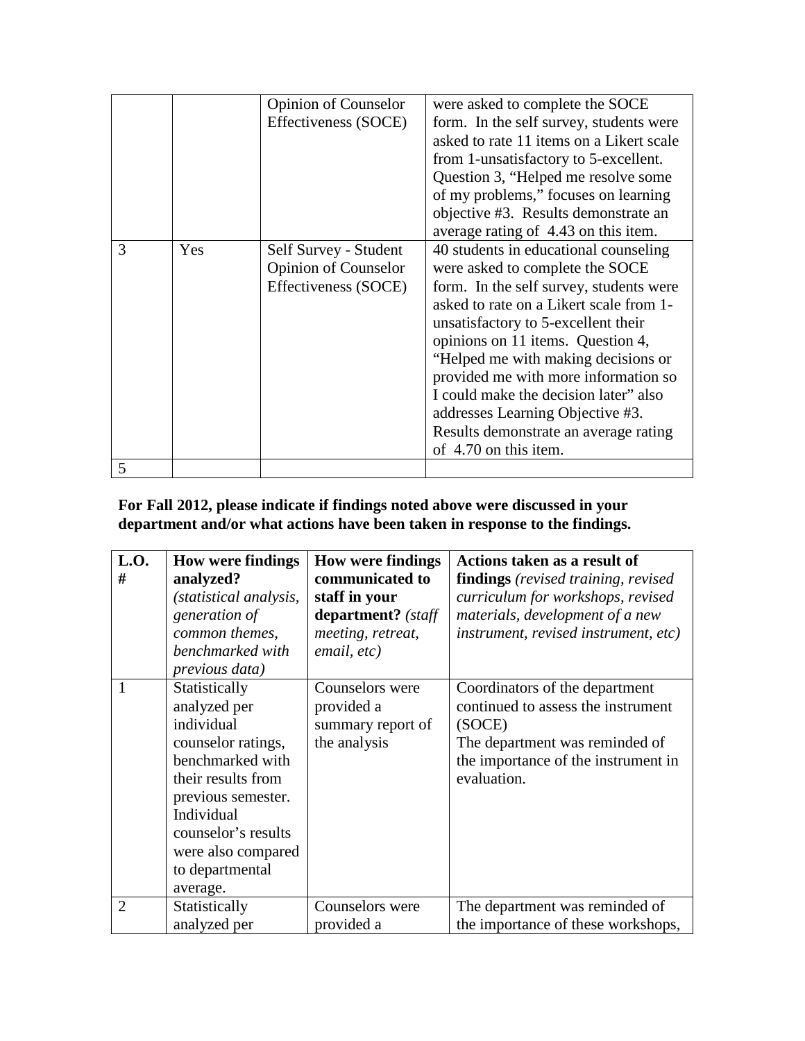| | | Opinion of Counselor Effectiveness (SOCE) | were asked to complete the SOCE form. In the self survey, students were asked to rate 11 items on a Likert scale from 1-unsatisfactory to 5-excellent. Question 3, "Helped me resolve some of my problems," focuses on learning objective #3. Results demonstrate an average rating of 4.43 on this item. |
|---|---|---|---|
| 3 | Yes | Self Survey - Student Opinion of Counselor Effectiveness (SOCE) | 40 students in educational counseling were asked to complete the SOCE form. In the self survey, students were asked to rate on a Likert scale from 1-unsatisfactory to 5-excellent their opinions on 11 items. Question 4, "Helped me with making decisions or provided me with more information so I could make the decision later" also addresses Learning Objective #3. Results demonstrate an average rating of 4.70 on this item. |
| 5 | | | |

**For Fall 2012, please indicate if findings noted above were discussed in your department and/or what actions have been taken in response to the findings.**

| L.O. # | **How were findings analyzed?** *(statistical analysis, generation of common themes, benchmarked with previous data)* | **How were findings communicated to staff in your department?** *(staff meeting, retreat, email, etc)* | **Actions taken as a result of findings** *(revised training, revised curriculum for workshops, revised materials, development of a new instrument, revised instrument, etc)* |
|---|---|---|---|
| 1 | Statistically analyzed per individual counselor ratings, benchmarked with their results from previous semester. Individual counselor's results were also compared to departmental average. | Counselors were provided a summary report of the analysis | Coordinators of the department continued to assess the instrument (SOCE) The department was reminded of the importance of the instrument in evaluation. |
| 2 | Statistically analyzed per | Counselors were provided a | The department was reminded of the importance of these workshops, |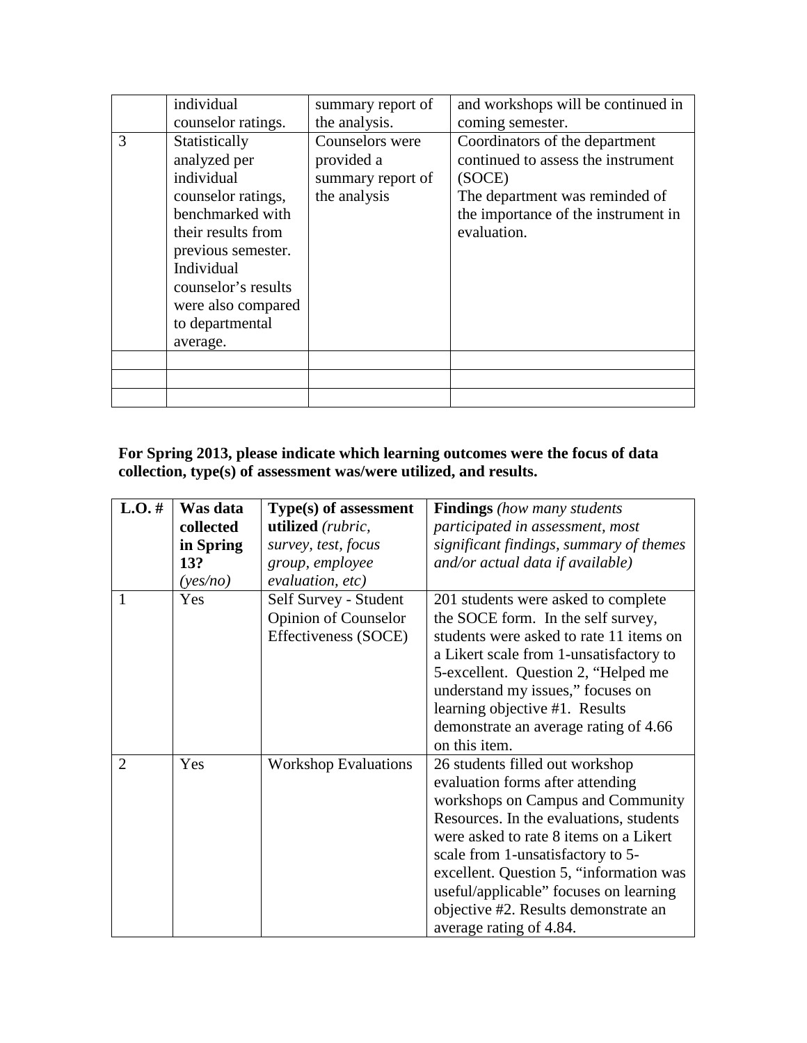| | individual counselor ratings. | summary report of the analysis. | and workshops will be continued in coming semester. |
|---|---|---|---|
| 3 | Statistically analyzed per individual counselor ratings, benchmarked with their results from previous semester. Individual counselor's results were also compared to departmental average. | Counselors were provided a summary report of the analysis | Coordinators of the department continued to assess the instrument (SOCE)<br>The department was reminded of the importance of the instrument in evaluation. |
| | | | |
| | | | |
| | | | |

**For Spring 2013, please indicate which learning outcomes were the focus of data collection, type(s) of assessment was/were utilized, and results.**

| L.O. # | Was data collected in Spring 13? *(yes/no)* | Type(s) of assessment utilized *(rubric, survey, test, focus group, employee evaluation, etc)* | Findings *(how many students participated in assessment, most significant findings, summary of themes and/or actual data if available)* |
|---|---|---|---|
| 1 | Yes | Self Survey - Student Opinion of Counselor Effectiveness (SOCE) | 201 students were asked to complete the SOCE form. In the self survey, students were asked to rate 11 items on a Likert scale from 1-unsatisfactory to 5-excellent. Question 2, "Helped me understand my issues," focuses on learning objective #1. Results demonstrate an average rating of 4.66 on this item. |
| 2 | Yes | Workshop Evaluations | 26 students filled out workshop evaluation forms after attending workshops on Campus and Community Resources. In the evaluations, students were asked to rate 8 items on a Likert scale from 1-unsatisfactory to 5-excellent. Question 5, "information was useful/applicable" focuses on learning objective #2. Results demonstrate an average rating of 4.84. |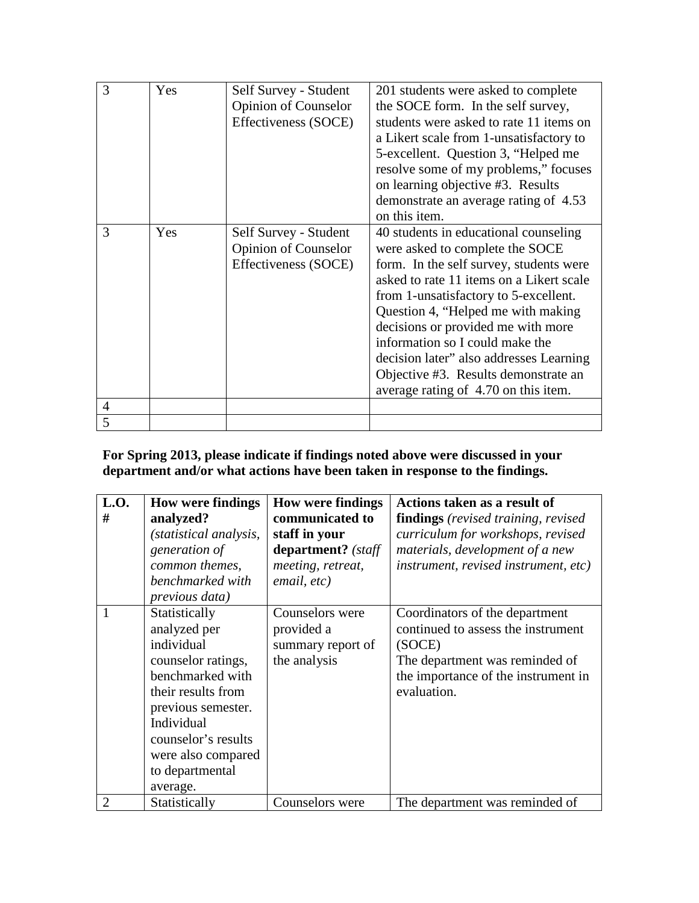| 3 | Yes | Self Survey - Student Opinion of Counselor Effectiveness (SOCE) | 201 students were asked to complete the SOCE form. In the self survey, students were asked to rate 11 items on a Likert scale from 1-unsatisfactory to 5-excellent. Question 3, "Helped me resolve some of my problems," focuses on learning objective #3. Results demonstrate an average rating of 4.53 on this item. |
|---|---|---|---|
| 3 | Yes | Self Survey - Student Opinion of Counselor Effectiveness (SOCE) | 40 students in educational counseling were asked to complete the SOCE form. In the self survey, students were asked to rate 11 items on a Likert scale from 1-unsatisfactory to 5-excellent. Question 4, "Helped me with making decisions or provided me with more information so I could make the decision later" also addresses Learning Objective #3. Results demonstrate an average rating of 4.70 on this item. |
| 4 | | | |
| 5 | | | |

**For Spring 2013, please indicate if findings noted above were discussed in your department and/or what actions have been taken in response to the findings.**

| L.O. # | How were findings analyzed? *(statistical analysis, generation of common themes, benchmarked with previous data)* | How were findings communicated to staff in your department? *(staff meeting, retreat, email, etc)* | Actions taken as a result of findings *(revised training, revised curriculum for workshops, revised materials, development of a new instrument, revised instrument, etc)* |
|---|---|---|---|
| 1 | Statistically analyzed per individual counselor ratings, benchmarked with their results from previous semester. Individual counselor's results were also compared to departmental average. | Counselors were provided a summary report of the analysis | Coordinators of the department continued to assess the instrument (SOCE) The department was reminded of the importance of the instrument in evaluation. |
| 2 | Statistically | Counselors were | The department was reminded of |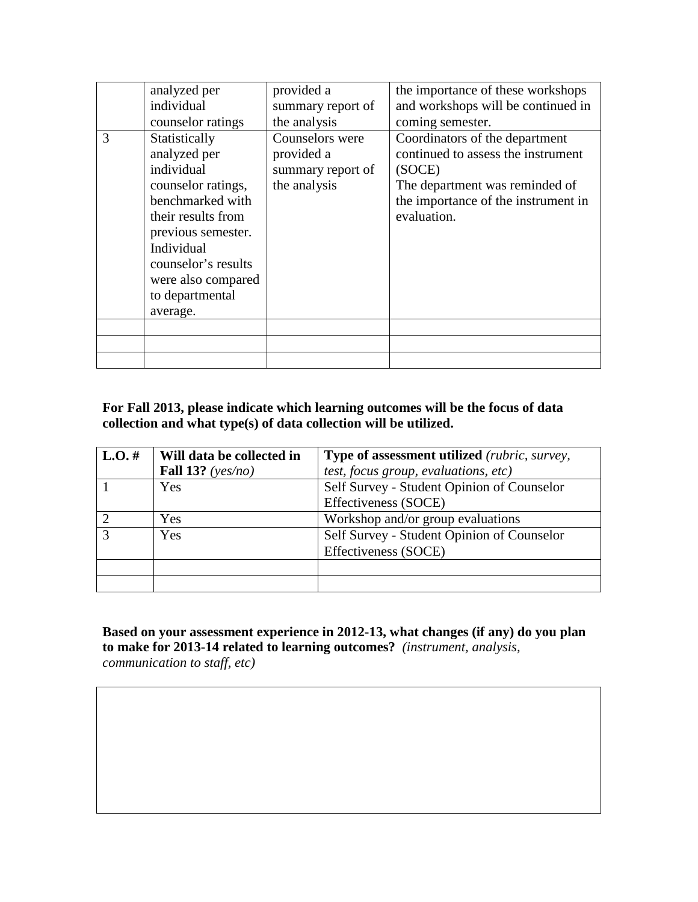| | | | |
|---|---|---|---|
| | analyzed per individual counselor ratings | provided a summary report of the analysis | the importance of these workshops and workshops will be continued in coming semester. |
| 3 | Statistically analyzed per individual counselor ratings, benchmarked with their results from previous semester. Individual counselor's results were also compared to departmental average. | Counselors were provided a summary report of the analysis | Coordinators of the department continued to assess the instrument (SOCE) The department was reminded of the importance of the instrument in evaluation. |
| | | | |
| | | | |
| | | | |

**For Fall 2013, please indicate which learning outcomes will be the focus of data collection and what type(s) of data collection will be utilized.**

| **L.O. #** | **Will data be collected in Fall 13?** *(yes/no)* | **Type of assessment utilized** *(rubric, survey, test, focus group, evaluations, etc)* |
|---|---|---|
| 1 | Yes | Self Survey - Student Opinion of Counselor Effectiveness (SOCE) |
| 2 | Yes | Workshop and/or group evaluations |
| 3 | Yes | Self Survey - Student Opinion of Counselor Effectiveness (SOCE) |
| | | |
| | | |

**Based on your assessment experience in 2012-13, what changes (if any) do you plan to make for 2013-14 related to learning outcomes?** *(instrument, analysis, communication to staff, etc)*

| |
|---|
| |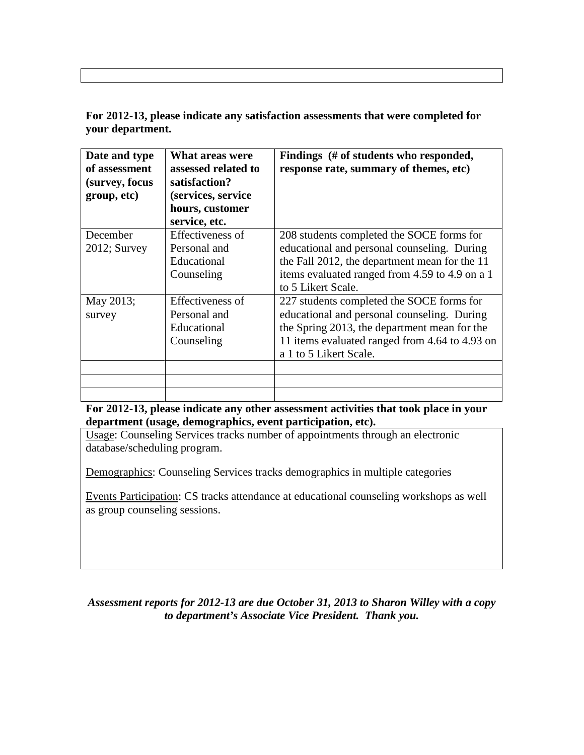**For 2012-13, please indicate any satisfaction assessments that were completed for your department.**

| Date and type of assessment (survey, focus group, etc) | What areas were assessed related to satisfaction? (services, service hours, customer service, etc. | Findings (# of students who responded, response rate, summary of themes, etc) |
|---|---|---|
| December 2012; Survey | Effectiveness of Personal and Educational Counseling | 208 students completed the SOCE forms for educational and personal counseling. During the Fall 2012, the department mean for the 11 items evaluated ranged from 4.59 to 4.9 on a 1 to 5 Likert Scale. |
| May 2013; survey | Effectiveness of Personal and Educational Counseling | 227 students completed the SOCE forms for educational and personal counseling. During the Spring 2013, the department mean for the 11 items evaluated ranged from 4.64 to 4.93 on a 1 to 5 Likert Scale. |
| | | |
| | | |
| | | |

**For 2012-13, please indicate any other assessment activities that took place in your department (usage, demographics, event participation, etc).**

Usage: Counseling Services tracks number of appointments through an electronic database/scheduling program.

Demographics: Counseling Services tracks demographics in multiple categories

Events Participation: CS tracks attendance at educational counseling workshops as well as group counseling sessions.

***Assessment reports for 2012-13 are due October 31, 2013 to Sharon Willey with a copy to department's Associate Vice President. Thank you.***